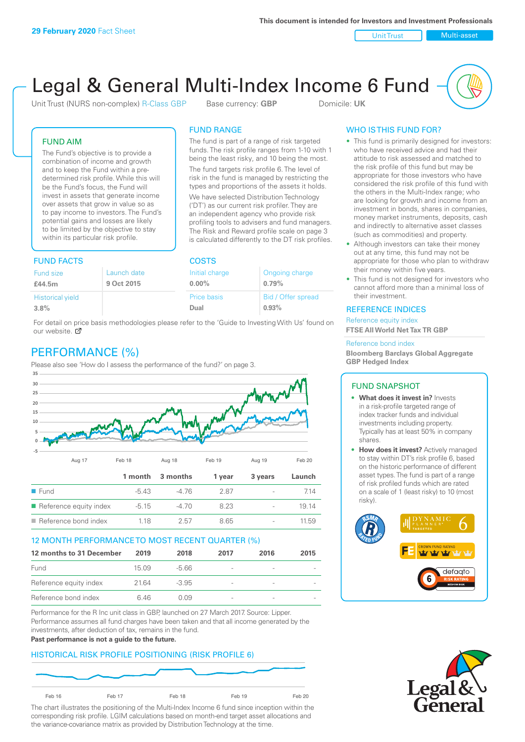**29 February 2020** Fact Sheet

This document is intended for Investors and Investment Professionals

Unit Trust | Multi-asset

# Legal & General Multi-Index Income 6 Fund

Unit Trust (NURS non-complex) R-Class GBP    Base currency: **GBP**    Domicile: **UK**

## FUND AIM

The Fund's objective is to provide a combination of income and growth and to keep the Fund within a pre-determined risk profile. While this will be the Fund's focus, the Fund will invest in assets that generate income over assets that grow in value so as to pay income to investors. The Fund's potential gains and losses are likely to be limited by the objective to stay within its particular risk profile.

## FUND RANGE

The fund is part of a range of risk targeted funds. The risk profile ranges from 1-10 with 1 being the least risky, and 10 being the most.

The fund targets risk profile 6. The level of risk in the fund is managed by restricting the types and proportions of the assets it holds. We have selected Distribution Technology ('DT') as our current risk profiler. They are an independent agency who provide risk profiling tools to advisers and fund managers. The Risk and Reward profile scale on page 3 is calculated differently to the DT risk profiles.

## FUND FACTS

| Fund size | Launch date |
|---|---|
| **£44.5m** | **9 Oct 2015** |
| Historical yield | |
| **3.8%** | |

## COSTS

| Initial charge | Ongoing charge |
|---|---|
| **0.00%** | **0.79%** |
| Price basis | Bid / Offer spread |
| **Dual** | **0.93%** |

For detail on price basis methodologies please refer to the 'Guide to Investing With Us' found on our website.

## PERFORMANCE (%)

Please also see 'How do I assess the performance of the fund?' on page 3.

| | 1 month | 3 months | 1 year | 3 years | Launch |
|---|---|---|---|---|---|
| Fund | -5.43 | -4.76 | 2.87 | - | 7.14 |
| Reference equity index | -5.15 | -4.70 | 8.23 | - | 19.14 |
| Reference bond index | 1.18 | 2.57 | 8.65 | - | 11.59 |

## 12 MONTH PERFORMANCE TO MOST RECENT QUARTER (%)

| 12 months to 31 December | 2019 | 2018 | 2017 | 2016 | 2015 |
|---|---|---|---|---|---|
| Fund | 15.09 | -5.66 | - | - | - |
| Reference equity index | 21.64 | -3.95 | - | - | - |
| Reference bond index | 6.46 | 0.09 | - | - | - |

Performance for the R Inc unit class in GBP, launched on 27 March 2017. Source: Lipper. Performance assumes all fund charges have been taken and that all income generated by the investments, after deduction of tax, remains in the fund.

**Past performance is not a guide to the future.**

## HISTORICAL RISK PROFILE POSITIONING (RISK PROFILE 6)

The chart illustrates the positioning of the Multi-Index Income 6 fund since inception within the corresponding risk profile. LGIM calculations based on month-end target asset allocations and the variance-covariance matrix as provided by Distribution Technology at the time.

## WHO IS THIS FUND FOR?

- This fund is primarily designed for investors: who have received advice and had their attitude to risk assessed and matched to the risk profile of this fund but may be appropriate for those investors who have considered the risk profile of this fund with the others in the Multi-Index range; who are looking for growth and income from an investment in bonds, shares in companies, money market instruments, deposits, cash and indirectly to alternative asset classes (such as commodities) and property.
- Although investors can take their money out at any time, this fund may not be appropriate for those who plan to withdraw their money within five years.
- This fund is not designed for investors who cannot afford more than a minimal loss of their investment.

## REFERENCE INDICES

Reference equity index
**FTSE All World Net Tax TR GBP**

Reference bond index
**Bloomberg Barclays Global Aggregate GBP Hedged Index**

## FUND SNAPSHOT

- **What does it invest in?** Invests in a risk-profile targeted range of index tracker funds and individual investments including property. Typically has at least 50% in company shares.
- **How does it invest?** Actively managed to stay within DT's risk profile 6, based on the historic performance of different asset types. The fund is part of a range of risk profiled funds which are rated on a scale of 1 (least risky) to 10 (most risky).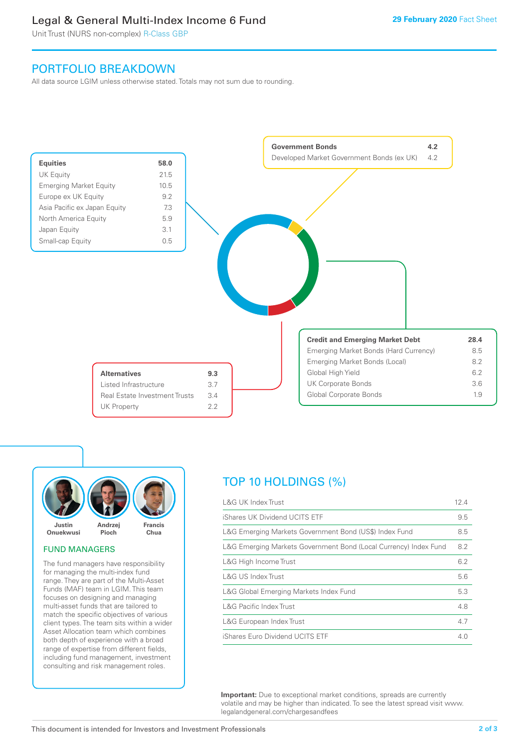# Legal & General Multi-Index Income 6 Fund

Unit Trust (NURS non-complex) R-Class GBP

**29 February 2020** Fact Sheet

## PORTFOLIO BREAKDOWN

All data source LGIM unless otherwise stated. Totals may not sum due to rounding.

| **Equities** | **58.0** |
|---|---|
| UK Equity | 21.5 |
| Emerging Market Equity | 10.5 |
| Europe ex UK Equity | 9.2 |
| Asia Pacific ex Japan Equity | 7.3 |
| North America Equity | 5.9 |
| Japan Equity | 3.1 |
| Small-cap Equity | 0.5 |

| **Government Bonds** | **4.2** |
|---|---|
| Developed Market Government Bonds (ex UK) | 4.2 |

| **Credit and Emerging Market Debt** | **28.4** |
|---|---|
| Emerging Market Bonds (Hard Currency) | 8.5 |
| Emerging Market Bonds (Local) | 8.2 |
| Global High Yield | 6.2 |
| UK Corporate Bonds | 3.6 |
| Global Corporate Bonds | 1.9 |

| **Alternatives** | **9.3** |
|---|---|
| Listed Infrastructure | 3.7 |
| Real Estate Investment Trusts | 3.4 |
| UK Property | 2.2 |

Justin Onuekwusi, Andrzej Pioch, Francis Chua

### FUND MANAGERS

The fund managers have responsibility for managing the multi-index fund range. They are part of the Multi-Asset Funds (MAF) team in LGIM. This team focuses on designing and managing multi-asset funds that are tailored to match the specific objectives of various client types. The team sits within a wider Asset Allocation team which combines both depth of experience with a broad range of expertise from different fields, including fund management, investment consulting and risk management roles.

## TOP 10 HOLDINGS (%)

| Holding | % |
|---|---|
| L&G UK Index Trust | 12.4 |
| iShares UK Dividend UCITS ETF | 9.5 |
| L&G Emerging Markets Government Bond (US$) Index Fund | 8.5 |
| L&G Emerging Markets Government Bond (Local Currency) Index Fund | 8.2 |
| L&G High Income Trust | 6.2 |
| L&G US Index Trust | 5.6 |
| L&G Global Emerging Markets Index Fund | 5.3 |
| L&G Pacific Index Trust | 4.8 |
| L&G European Index Trust | 4.7 |
| iShares Euro Dividend UCITS ETF | 4.0 |

**Important:** Due to exceptional market conditions, spreads are currently volatile and may be higher than indicated. To see the latest spread visit www.legalandgeneral.com/chargesandfees

This document is intended for Investors and Investment Professionals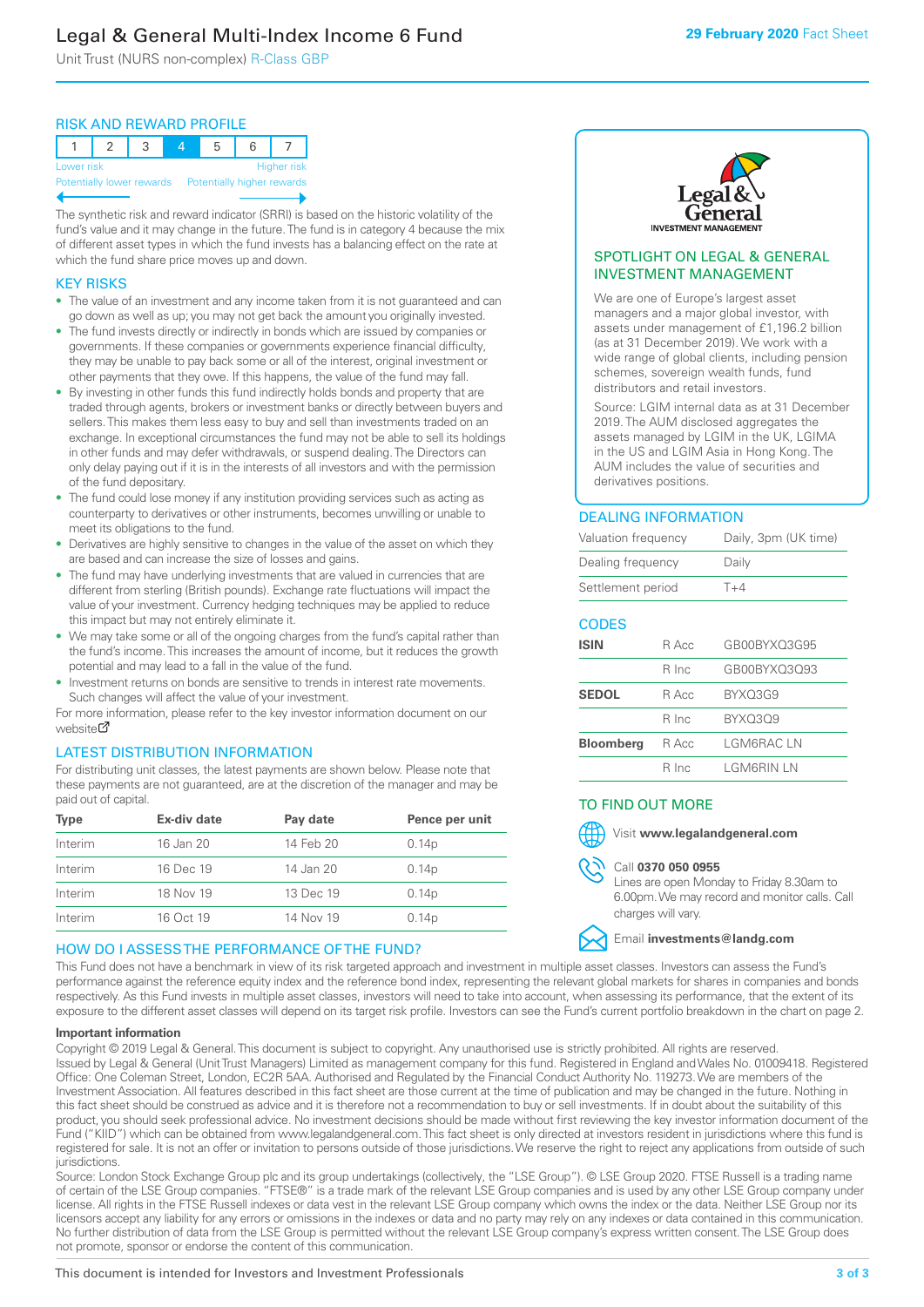# Legal & General Multi-Index Income 6 Fund

Unit Trust (NURS non-complex) R-Class GBP

**29 February 2020** Fact Sheet

## RISK AND REWARD PROFILE

| 1 | 2 | 3 | 4 | 5 | 6 | 7 |
|---|---|---|---|---|---|---|

Lower risk — Higher risk

Potentially lower rewards — Potentially higher rewards

The synthetic risk and reward indicator (SRRI) is based on the historic volatility of the fund's value and it may change in the future. The fund is in category 4 because the mix of different asset types in which the fund invests has a balancing effect on the rate at which the fund share price moves up and down.

## KEY RISKS

- The value of an investment and any income taken from it is not guaranteed and can go down as well as up; you may not get back the amount you originally invested.
- The fund invests directly or indirectly in bonds which are issued by companies or governments. If these companies or governments experience financial difficulty, they may be unable to pay back some or all of the interest, original investment or other payments that they owe. If this happens, the value of the fund may fall.
- By investing in other funds this fund indirectly holds bonds and property that are traded through agents, brokers or investment banks or directly between buyers and sellers. This makes them less easy to buy and sell than investments traded on an exchange. In exceptional circumstances the fund may not be able to sell its holdings in other funds and may defer withdrawals, or suspend dealing. The Directors can only delay paying out if it is in the interests of all investors and with the permission of the fund depositary.
- The fund could lose money if any institution providing services such as acting as counterparty to derivatives or other instruments, becomes unwilling or unable to meet its obligations to the fund.
- Derivatives are highly sensitive to changes in the value of the asset on which they are based and can increase the size of losses and gains.
- The fund may have underlying investments that are valued in currencies that are different from sterling (British pounds). Exchange rate fluctuations will impact the value of your investment. Currency hedging techniques may be applied to reduce this impact but may not entirely eliminate it.
- We may take some or all of the ongoing charges from the fund's capital rather than the fund's income. This increases the amount of income, but it reduces the growth potential and may lead to a fall in the value of the fund.
- Investment returns on bonds are sensitive to trends in interest rate movements. Such changes will affect the value of your investment.

For more information, please refer to the key investor information document on our website

## LATEST DISTRIBUTION INFORMATION

For distributing unit classes, the latest payments are shown below. Please note that these payments are not guaranteed, are at the discretion of the manager and may be paid out of capital.

| Type | Ex-div date | Pay date | Pence per unit |
|---|---|---|---|
| Interim | 16 Jan 20 | 14 Feb 20 | 0.14p |
| Interim | 16 Dec 19 | 14 Jan 20 | 0.14p |
| Interim | 18 Nov 19 | 13 Dec 19 | 0.14p |
| Interim | 16 Oct 19 | 14 Nov 19 | 0.14p |

## SPOTLIGHT ON LEGAL & GENERAL INVESTMENT MANAGEMENT

We are one of Europe's largest asset managers and a major global investor, with assets under management of £1,196.2 billion (as at 31 December 2019). We work with a wide range of global clients, including pension schemes, sovereign wealth funds, fund distributors and retail investors.

Source: LGIM internal data as at 31 December 2019. The AUM disclosed aggregates the assets managed by LGIM in the UK, LGIMA in the US and LGIM Asia in Hong Kong. The AUM includes the value of securities and derivatives positions.

## DEALING INFORMATION

| | |
|---|---|
| Valuation frequency | Daily, 3pm (UK time) |
| Dealing frequency | Daily |
| Settlement period | T+4 |

## CODES

| | | |
|---|---|---|
| **ISIN** | R Acc | GB00BYXQ3G95 |
| | R Inc | GB00BYXQ3Q93 |
| **SEDOL** | R Acc | BYXQ3G9 |
| | R Inc | BYXQ3Q9 |
| **Bloomberg** | R Acc | LGM6RAC LN |
| | R Inc | LGM6RIN LN |

## TO FIND OUT MORE

Visit **www.legalandgeneral.com**

Call **0370 050 0955**
Lines are open Monday to Friday 8.30am to 6.00pm. We may record and monitor calls. Call charges will vary.

Email **investments@landg.com**

## HOW DO I ASSESS THE PERFORMANCE OF THE FUND?

This Fund does not have a benchmark in view of its risk targeted approach and investment in multiple asset classes. Investors can assess the Fund's performance against the reference equity index and the reference bond index, representing the relevant global markets for shares in companies and bonds respectively. As this Fund invests in multiple asset classes, investors will need to take into account, when assessing its performance, that the extent of its exposure to the different asset classes will depend on its target risk profile. Investors can see the Fund's current portfolio breakdown in the chart on page 2.

### Important information

Copyright © 2019 Legal & General. This document is subject to copyright. Any unauthorised use is strictly prohibited. All rights are reserved. Issued by Legal & General (Unit Trust Managers) Limited as management company for this fund. Registered in England and Wales No. 01009418. Registered Office: One Coleman Street, London, EC2R 5AA. Authorised and Regulated by the Financial Conduct Authority No. 119273. We are members of the Investment Association. All features described in this fact sheet are those current at the time of publication and may be changed in the future. Nothing in this fact sheet should be construed as advice and it is therefore not a recommendation to buy or sell investments. If in doubt about the suitability of this product, you should seek professional advice. No investment decisions should be made without first reviewing the key investor information document of the Fund ("KIID") which can be obtained from www.legalandgeneral.com. This fact sheet is only directed at investors resident in jurisdictions where this fund is registered for sale. It is not an offer or invitation to persons outside of those jurisdictions. We reserve the right to reject any applications from outside of such jurisdictions.

Source: London Stock Exchange Group plc and its group undertakings (collectively, the "LSE Group"). © LSE Group 2020. FTSE Russell is a trading name of certain of the LSE Group companies. "FTSE®" is a trade mark of the relevant LSE Group companies and is used by any other LSE Group company under license. All rights in the FTSE Russell indexes or data vest in the relevant LSE Group company which owns the index or the data. Neither LSE Group nor its licensors accept any liability for any errors or omissions in the indexes or data and no party may rely on any indexes or data contained in this communication. No further distribution of data from the LSE Group is permitted without the relevant LSE Group company's express written consent. The LSE Group does not promote, sponsor or endorse the content of this communication.

This document is intended for Investors and Investment Professionals